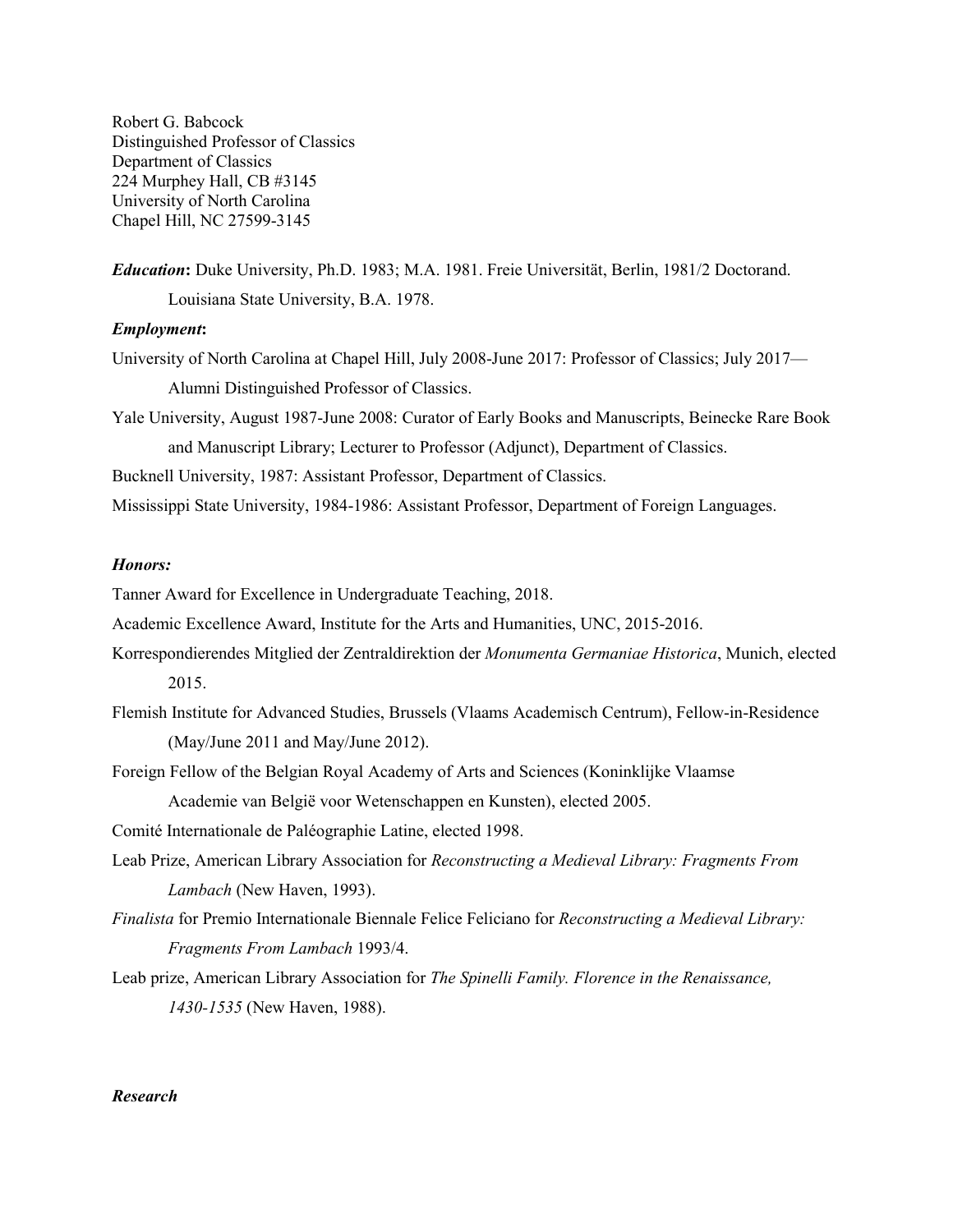Robert G. Babcock
Distinguished Professor of Classics
Department of Classics
224 Murphey Hall, CB #3145
University of North Carolina
Chapel Hill, NC 27599-3145

***Education*:** Duke University, Ph.D. 1983; M.A. 1981. Freie Universität, Berlin, 1981/2 Doctorand. Louisiana State University, B.A. 1978.

***Employment*:**

University of North Carolina at Chapel Hill, July 2008-June 2017: Professor of Classics; July 2017— Alumni Distinguished Professor of Classics.

Yale University, August 1987-June 2008: Curator of Early Books and Manuscripts, Beinecke Rare Book and Manuscript Library; Lecturer to Professor (Adjunct), Department of Classics.

Bucknell University, 1987: Assistant Professor, Department of Classics.

Mississippi State University, 1984-1986: Assistant Professor, Department of Foreign Languages.

***Honors:***

Tanner Award for Excellence in Undergraduate Teaching, 2018.

Academic Excellence Award, Institute for the Arts and Humanities, UNC, 2015-2016.

Korrespondierendes Mitglied der Zentraldirektion der *Monumenta Germaniae Historica*, Munich, elected 2015.

Flemish Institute for Advanced Studies, Brussels (Vlaams Academisch Centrum), Fellow-in-Residence (May/June 2011 and May/June 2012).

Foreign Fellow of the Belgian Royal Academy of Arts and Sciences (Koninklijke Vlaamse Academie van België voor Wetenschappen en Kunsten), elected 2005.

Comité Internationale de Paléographie Latine, elected 1998.

Leab Prize, American Library Association for *Reconstructing a Medieval Library: Fragments From Lambach* (New Haven, 1993).

*Finalista* for Premio Internationale Biennale Felice Feliciano for *Reconstructing a Medieval Library: Fragments From Lambach* 1993/4.

Leab prize, American Library Association for *The Spinelli Family. Florence in the Renaissance, 1430-1535* (New Haven, 1988).

***Research***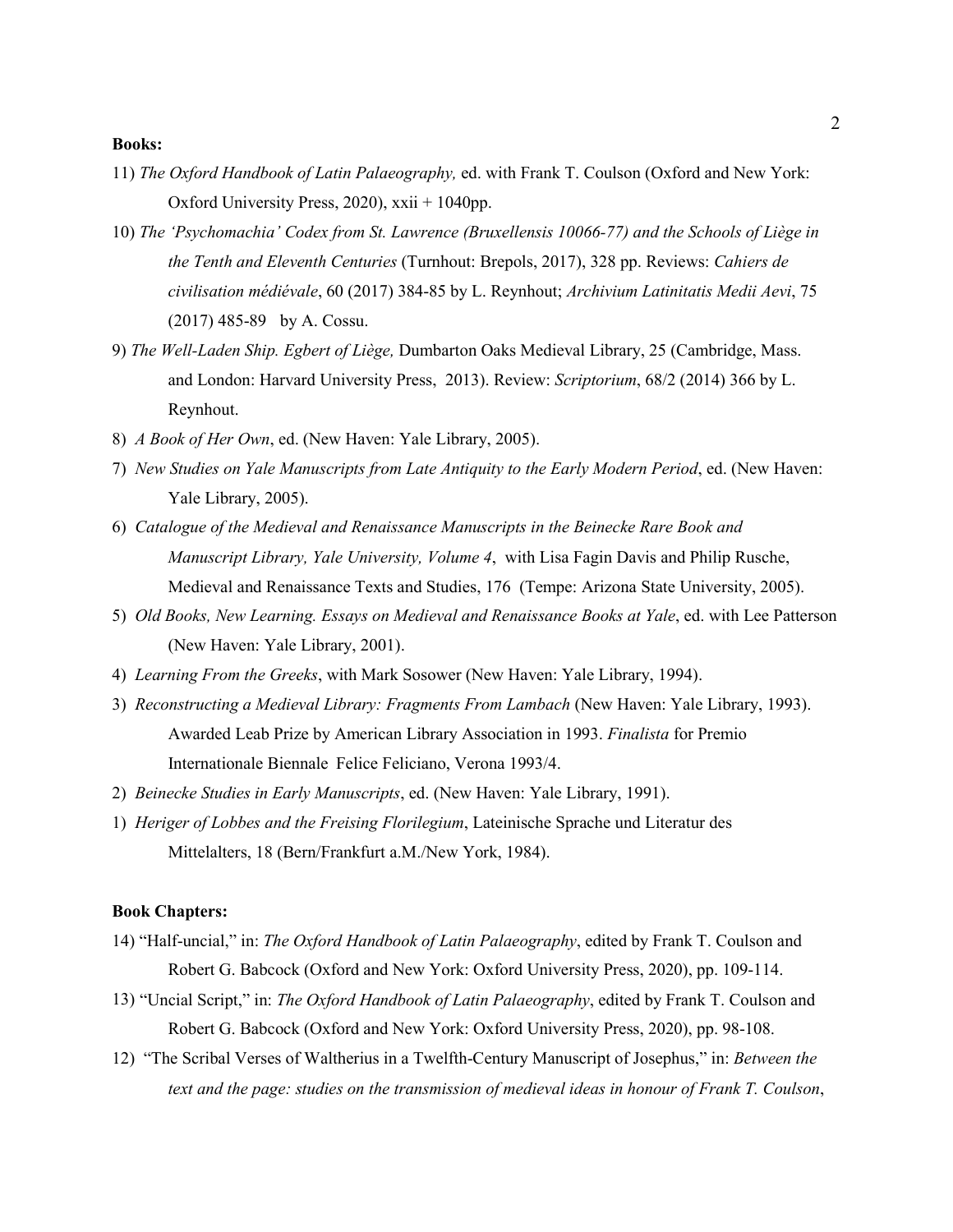**Books:**

11) *The Oxford Handbook of Latin Palaeography,* ed. with Frank T. Coulson (Oxford and New York: Oxford University Press, 2020), xxii + 1040pp.

10) *The 'Psychomachia' Codex from St. Lawrence (Bruxellensis 10066-77) and the Schools of Liège in the Tenth and Eleventh Centuries* (Turnhout: Brepols, 2017), 328 pp. Reviews: *Cahiers de civilisation médiévale*, 60 (2017) 384-85 by L. Reynhout; *Archivium Latinitatis Medii Aevi*, 75 (2017) 485-89 by A. Cossu.

9) *The Well-Laden Ship. Egbert of Liège,* Dumbarton Oaks Medieval Library, 25 (Cambridge, Mass. and London: Harvard University Press, 2013). Review: *Scriptorium*, 68/2 (2014) 366 by L. Reynhout.

8) *A Book of Her Own*, ed. (New Haven: Yale Library, 2005).

7) *New Studies on Yale Manuscripts from Late Antiquity to the Early Modern Period*, ed. (New Haven: Yale Library, 2005).

6) *Catalogue of the Medieval and Renaissance Manuscripts in the Beinecke Rare Book and Manuscript Library, Yale University, Volume 4*, with Lisa Fagin Davis and Philip Rusche, Medieval and Renaissance Texts and Studies, 176 (Tempe: Arizona State University, 2005).

5) *Old Books, New Learning. Essays on Medieval and Renaissance Books at Yale*, ed. with Lee Patterson (New Haven: Yale Library, 2001).

4) *Learning From the Greeks*, with Mark Sosower (New Haven: Yale Library, 1994).

3) *Reconstructing a Medieval Library: Fragments From Lambach* (New Haven: Yale Library, 1993). Awarded Leab Prize by American Library Association in 1993. *Finalista* for Premio Internationale Biennale Felice Feliciano, Verona 1993/4.

2) *Beinecke Studies in Early Manuscripts*, ed. (New Haven: Yale Library, 1991).

1) *Heriger of Lobbes and the Freising Florilegium*, Lateinische Sprache und Literatur des Mittelalters, 18 (Bern/Frankfurt a.M./New York, 1984).

**Book Chapters:**

14) "Half-uncial," in: *The Oxford Handbook of Latin Palaeography*, edited by Frank T. Coulson and Robert G. Babcock (Oxford and New York: Oxford University Press, 2020), pp. 109-114.

13) "Uncial Script," in: *The Oxford Handbook of Latin Palaeography*, edited by Frank T. Coulson and Robert G. Babcock (Oxford and New York: Oxford University Press, 2020), pp. 98-108.

12) "The Scribal Verses of Waltherius in a Twelfth-Century Manuscript of Josephus," in: *Between the text and the page: studies on the transmission of medieval ideas in honour of Frank T. Coulson*,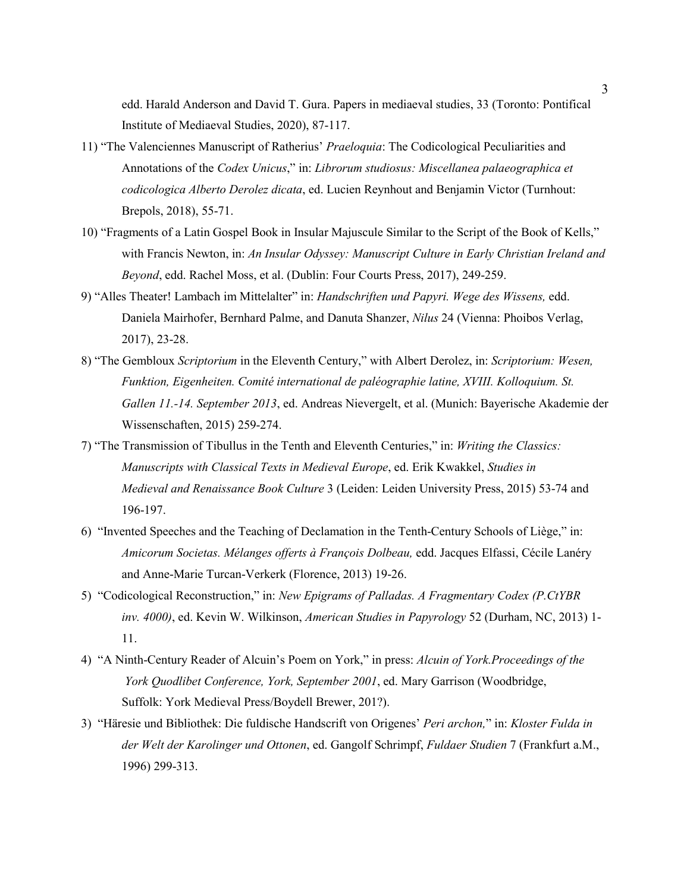edd. Harald Anderson and David T. Gura. Papers in mediaeval studies, 33 (Toronto: Pontifical Institute of Mediaeval Studies, 2020), 87-117.

11) "The Valenciennes Manuscript of Ratherius' *Praeloquia*: The Codicological Peculiarities and Annotations of the *Codex Unicus*," in: *Librorum studiosus: Miscellanea palaeographica et codicologica Alberto Derolez dicata*, ed. Lucien Reynhout and Benjamin Victor (Turnhout: Brepols, 2018), 55-71.

10) "Fragments of a Latin Gospel Book in Insular Majuscule Similar to the Script of the Book of Kells," with Francis Newton, in: *An Insular Odyssey: Manuscript Culture in Early Christian Ireland and Beyond*, edd. Rachel Moss, et al. (Dublin: Four Courts Press, 2017), 249-259.

9) "Alles Theater! Lambach im Mittelalter" in: *Handschriften und Papyri. Wege des Wissens,* edd. Daniela Mairhofer, Bernhard Palme, and Danuta Shanzer, *Nilus* 24 (Vienna: Phoibos Verlag, 2017), 23-28.

8) "The Gembloux *Scriptorium* in the Eleventh Century," with Albert Derolez, in: *Scriptorium: Wesen, Funktion, Eigenheiten. Comité international de paléographie latine, XVIII. Kolloquium. St. Gallen 11.-14. September 2013*, ed. Andreas Nievergelt, et al. (Munich: Bayerische Akademie der Wissenschaften, 2015) 259-274.

7) "The Transmission of Tibullus in the Tenth and Eleventh Centuries," in: *Writing the Classics: Manuscripts with Classical Texts in Medieval Europe*, ed. Erik Kwakkel, *Studies in Medieval and Renaissance Book Culture* 3 (Leiden: Leiden University Press, 2015) 53-74 and 196-197.

6) "Invented Speeches and the Teaching of Declamation in the Tenth-Century Schools of Liège," in: *Amicorum Societas. Mélanges offerts à François Dolbeau,* edd. Jacques Elfassi, Cécile Lanéry and Anne-Marie Turcan-Verkerk (Florence, 2013) 19-26.

5) "Codicological Reconstruction," in: *New Epigrams of Palladas. A Fragmentary Codex (P.CtYBR inv. 4000)*, ed. Kevin W. Wilkinson, *American Studies in Papyrology* 52 (Durham, NC, 2013) 1-11.

4) "A Ninth-Century Reader of Alcuin's Poem on York," in press: *Alcuin of York.Proceedings of the York Quodlibet Conference, York, September 2001*, ed. Mary Garrison (Woodbridge, Suffolk: York Medieval Press/Boydell Brewer, 201?).

3) "Häresie und Bibliothek: Die fuldische Handscrift von Origenes' *Peri archon,*" in: *Kloster Fulda in der Welt der Karolinger und Ottonen*, ed. Gangolf Schrimpf, *Fuldaer Studien* 7 (Frankfurt a.M., 1996) 299-313.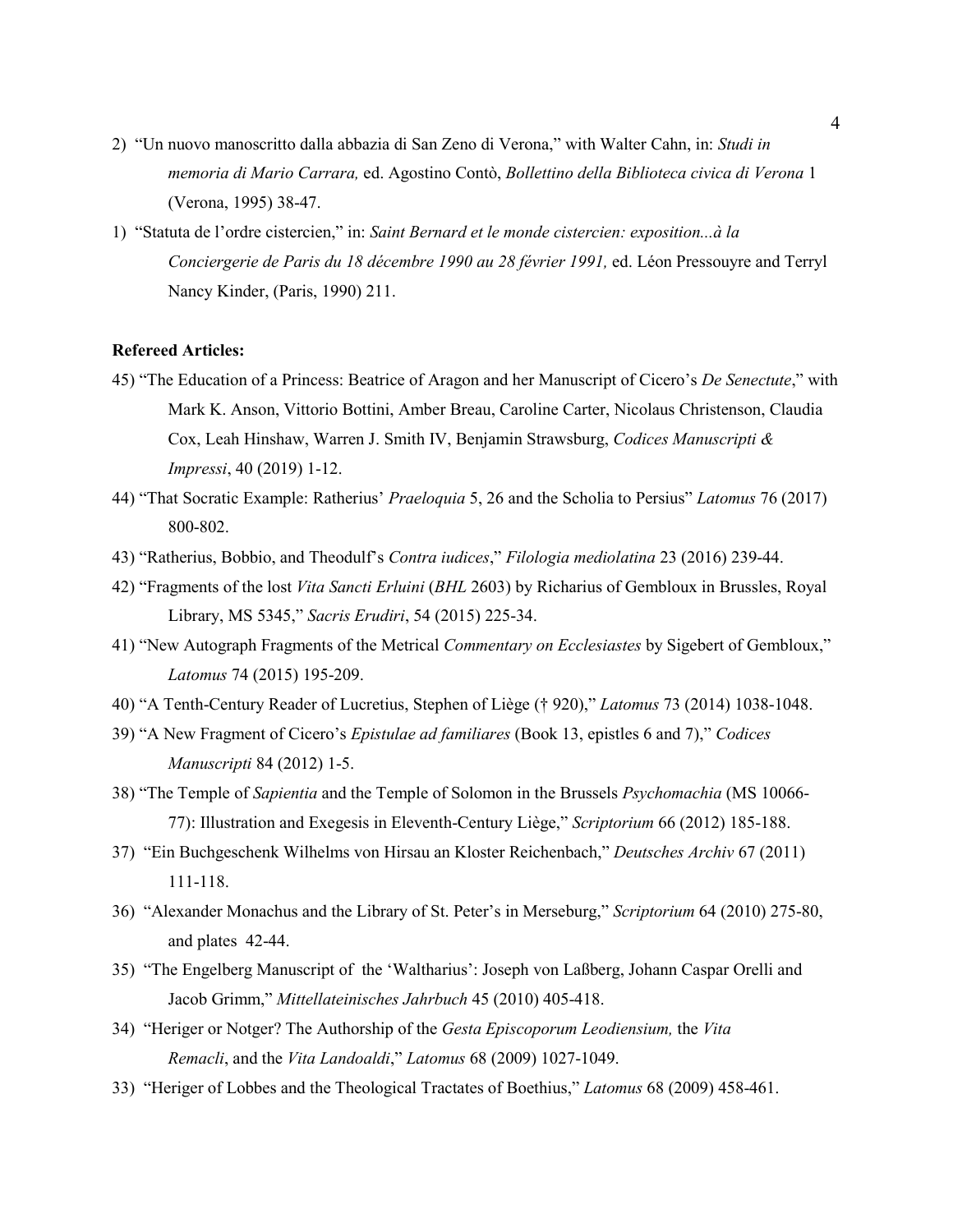2) "Un nuovo manoscritto dalla abbazia di San Zeno di Verona," with Walter Cahn, in: *Studi in memoria di Mario Carrara,* ed. Agostino Contò, *Bollettino della Biblioteca civica di Verona* 1 (Verona, 1995) 38-47.

1) "Statuta de l'ordre cistercien," in: *Saint Bernard et le monde cistercien: exposition...à la Conciergerie de Paris du 18 décembre 1990 au 28 février 1991,* ed. Léon Pressouyre and Terryl Nancy Kinder, (Paris, 1990) 211.

**Refereed Articles:**

45) "The Education of a Princess: Beatrice of Aragon and her Manuscript of Cicero's *De Senectute*," with Mark K. Anson, Vittorio Bottini, Amber Breau, Caroline Carter, Nicolaus Christenson, Claudia Cox, Leah Hinshaw, Warren J. Smith IV, Benjamin Strawsburg, *Codices Manuscripti & Impressi*, 40 (2019) 1-12.

44) "That Socratic Example: Ratherius' *Praeloquia* 5, 26 and the Scholia to Persius" *Latomus* 76 (2017) 800-802.

43) "Ratherius, Bobbio, and Theodulf's *Contra iudices*," *Filologia mediolatina* 23 (2016) 239-44.

42) "Fragments of the lost *Vita Sancti Erluini* (*BHL* 2603) by Richarius of Gembloux in Brussels, Royal Library, MS 5345," *Sacris Erudiri*, 54 (2015) 225-34.

41) "New Autograph Fragments of the Metrical *Commentary on Ecclesiastes* by Sigebert of Gembloux," *Latomus* 74 (2015) 195-209.

40) "A Tenth-Century Reader of Lucretius, Stephen of Liège († 920)," *Latomus* 73 (2014) 1038-1048.

39) "A New Fragment of Cicero's *Epistulae ad familiares* (Book 13, epistles 6 and 7)," *Codices Manuscripti* 84 (2012) 1-5.

38) "The Temple of *Sapientia* and the Temple of Solomon in the Brussels *Psychomachia* (MS 10066-77): Illustration and Exegesis in Eleventh-Century Liège," *Scriptorium* 66 (2012) 185-188.

37) "Ein Buchgeschenk Wilhelms von Hirsau an Kloster Reichenbach," *Deutsches Archiv* 67 (2011) 111-118.

36) "Alexander Monachus and the Library of St. Peter's in Merseburg," *Scriptorium* 64 (2010) 275-80, and plates 42-44.

35) "The Engelberg Manuscript of the 'Waltharius': Joseph von Laßberg, Johann Caspar Orelli and Jacob Grimm," *Mittellateinisches Jahrbuch* 45 (2010) 405-418.

34) "Heriger or Notger? The Authorship of the *Gesta Episcoporum Leodiensium,* the *Vita Remacli*, and the *Vita Landoaldi*," *Latomus* 68 (2009) 1027-1049.

33) "Heriger of Lobbes and the Theological Tractates of Boethius," *Latomus* 68 (2009) 458-461.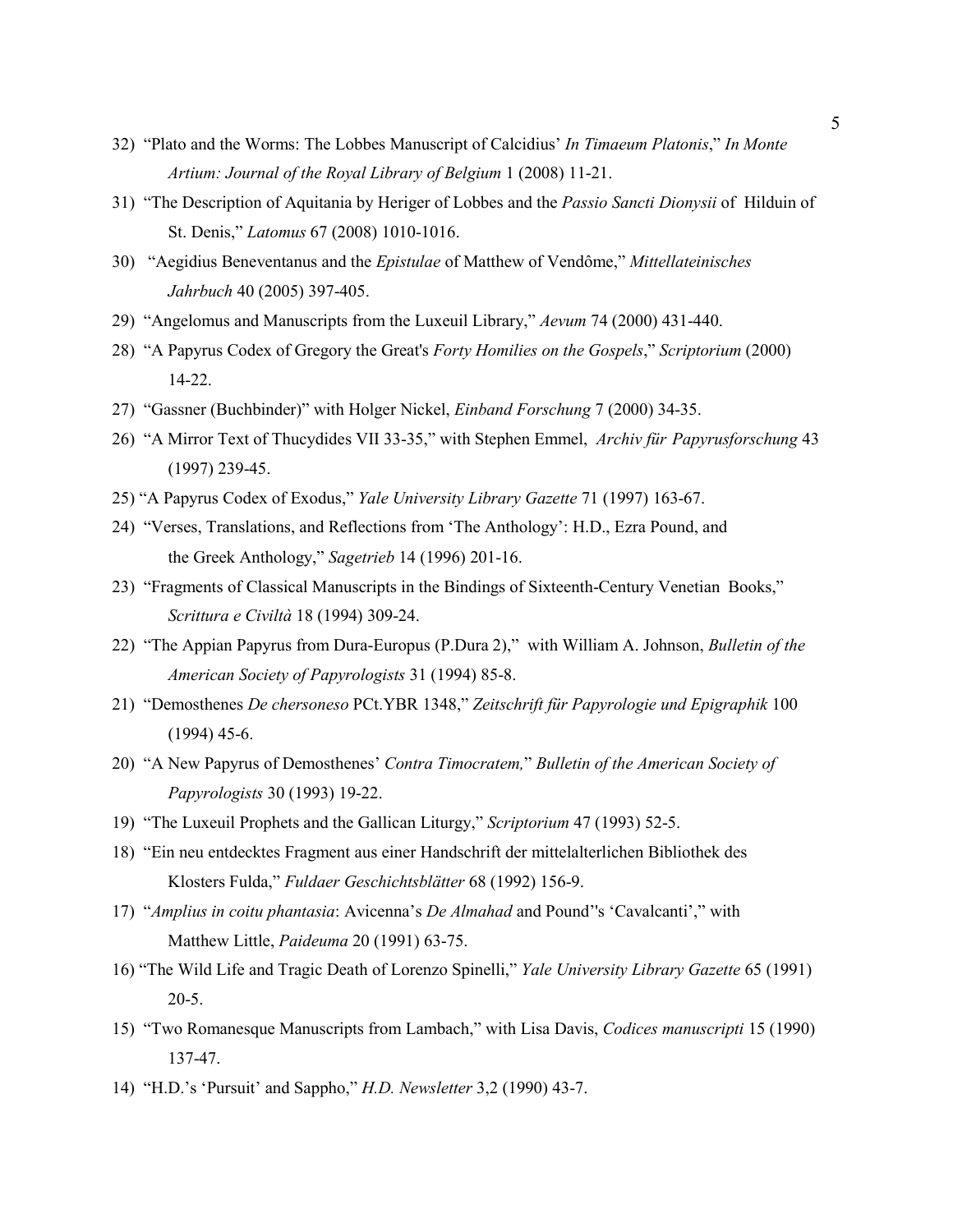32) "Plato and the Worms: The Lobbes Manuscript of Calcidius' *In Timaeum Platonis*," *In Monte Artium: Journal of the Royal Library of Belgium* 1 (2008) 11-21.

31) "The Description of Aquitania by Heriger of Lobbes and the *Passio Sancti Dionysii* of Hilduin of St. Denis," *Latomus* 67 (2008) 1010-1016.

30) "Aegidius Beneventanus and the *Epistulae* of Matthew of Vendôme," *Mittellateinisches Jahrbuch* 40 (2005) 397-405.

29) "Angelomus and Manuscripts from the Luxeuil Library," *Aevum* 74 (2000) 431-440.

28) "A Papyrus Codex of Gregory the Great's *Forty Homilies on the Gospels*," *Scriptorium* (2000) 14-22.

27) "Gassner (Buchbinder)" with Holger Nickel, *Einband Forschung* 7 (2000) 34-35.

26) "A Mirror Text of Thucydides VII 33-35," with Stephen Emmel, *Archiv für Papyrusforschung* 43 (1997) 239-45.

25) "A Papyrus Codex of Exodus," *Yale University Library Gazette* 71 (1997) 163-67.

24) "Verses, Translations, and Reflections from 'The Anthology': H.D., Ezra Pound, and the Greek Anthology," *Sagetrieb* 14 (1996) 201-16.

23) "Fragments of Classical Manuscripts in the Bindings of Sixteenth-Century Venetian Books," *Scrittura e Civiltà* 18 (1994) 309-24.

22) "The Appian Papyrus from Dura-Europus (P.Dura 2)," with William A. Johnson, *Bulletin of the American Society of Papyrologists* 31 (1994) 85-8.

21) "Demosthenes *De chersoneso* PCt.YBR 1348," *Zeitschrift für Papyrologie und Epigraphik* 100 (1994) 45-6.

20) "A New Papyrus of Demosthenes' *Contra Timocratem,*" *Bulletin of the American Society of Papyrologists* 30 (1993) 19-22.

19) "The Luxeuil Prophets and the Gallican Liturgy," *Scriptorium* 47 (1993) 52-5.

18) "Ein neu entdecktes Fragment aus einer Handschrift der mittelalterlichen Bibliothek des Klosters Fulda," *Fuldaer Geschichtsblätter* 68 (1992) 156-9.

17) "*Amplius in coitu phantasia*: Avicenna's *De Almahad* and Pound''s 'Cavalcanti'," with Matthew Little, *Paideuma* 20 (1991) 63-75.

16) "The Wild Life and Tragic Death of Lorenzo Spinelli," *Yale University Library Gazette* 65 (1991) 20-5.

15) "Two Romanesque Manuscripts from Lambach," with Lisa Davis, *Codices manuscripti* 15 (1990) 137-47.

14) "H.D.'s 'Pursuit' and Sappho," *H.D. Newsletter* 3,2 (1990) 43-7.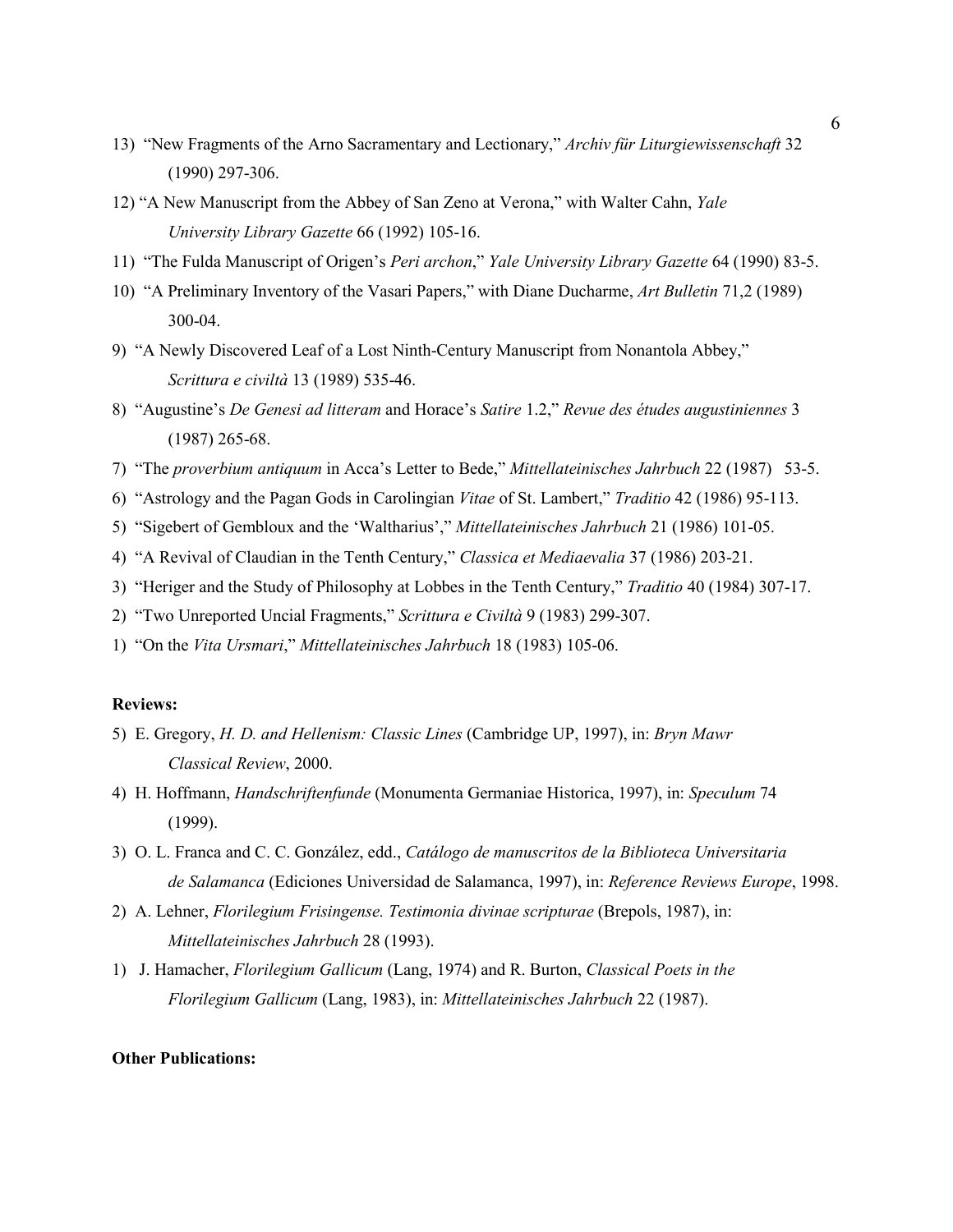13) "New Fragments of the Arno Sacramentary and Lectionary," *Archiv für Liturgiewissenschaft* 32 (1990) 297-306.

12) "A New Manuscript from the Abbey of San Zeno at Verona," with Walter Cahn, *Yale University Library Gazette* 66 (1992) 105-16.

11) "The Fulda Manuscript of Origen's *Peri archon*," *Yale University Library Gazette* 64 (1990) 83-5.

10) "A Preliminary Inventory of the Vasari Papers," with Diane Ducharme, *Art Bulletin* 71,2 (1989) 300-04.

9) "A Newly Discovered Leaf of a Lost Ninth-Century Manuscript from Nonantola Abbey," *Scrittura e civiltà* 13 (1989) 535-46.

8) "Augustine's *De Genesi ad litteram* and Horace's *Satire* 1.2," *Revue des études augustiniennes* 3 (1987) 265-68.

7) "The *proverbium antiquum* in Acca's Letter to Bede," *Mittellateinisches Jahrbuch* 22 (1987) 53-5.

6) "Astrology and the Pagan Gods in Carolingian *Vitae* of St. Lambert," *Traditio* 42 (1986) 95-113.

5) "Sigebert of Gembloux and the 'Waltharius'," *Mittellateinisches Jahrbuch* 21 (1986) 101-05.

4) "A Revival of Claudian in the Tenth Century," *Classica et Mediaevalia* 37 (1986) 203-21.

3) "Heriger and the Study of Philosophy at Lobbes in the Tenth Century," *Traditio* 40 (1984) 307-17.

2) "Two Unreported Uncial Fragments," *Scrittura e Civiltà* 9 (1983) 299-307.

1) "On the *Vita Ursmari*," *Mittellateinisches Jahrbuch* 18 (1983) 105-06.

**Reviews:**

5) E. Gregory, *H. D. and Hellenism: Classic Lines* (Cambridge UP, 1997), in: *Bryn Mawr Classical Review*, 2000.

4) H. Hoffmann, *Handschriftenfunde* (Monumenta Germaniae Historica, 1997), in: *Speculum* 74 (1999).

3) O. L. Franca and C. C. González, edd., *Catálogo de manuscritos de la Biblioteca Universitaria de Salamanca* (Ediciones Universidad de Salamanca, 1997), in: *Reference Reviews Europe*, 1998.

2) A. Lehner, *Florilegium Frisingense. Testimonia divinae scripturae* (Brepols, 1987), in: *Mittellateinisches Jahrbuch* 28 (1993).

1) J. Hamacher, *Florilegium Gallicum* (Lang, 1974) and R. Burton, *Classical Poets in the Florilegium Gallicum* (Lang, 1983), in: *Mittellateinisches Jahrbuch* 22 (1987).

**Other Publications:**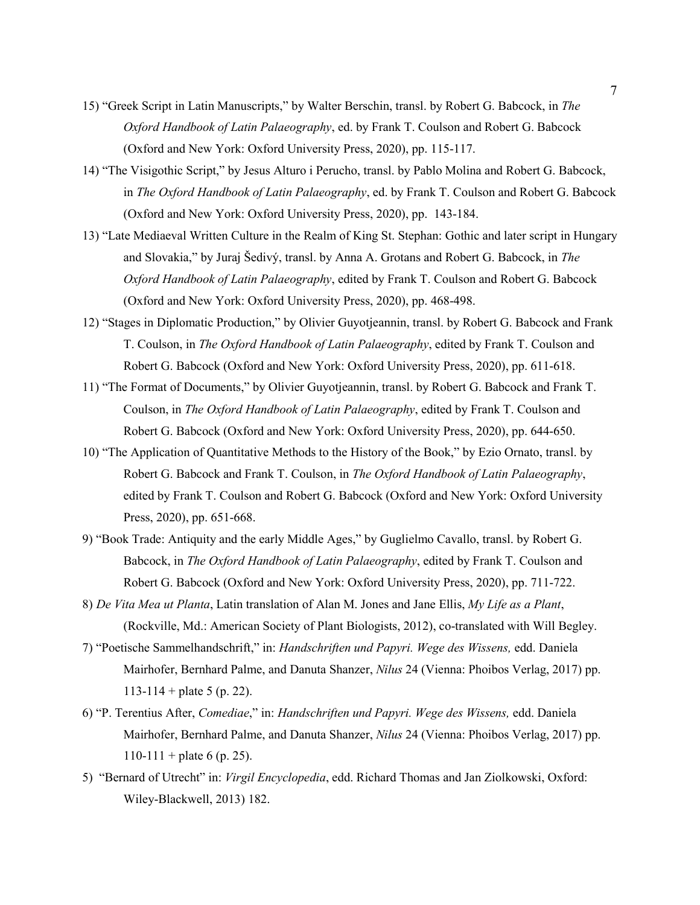15) "Greek Script in Latin Manuscripts," by Walter Berschin, transl. by Robert G. Babcock, in *The Oxford Handbook of Latin Palaeography*, ed. by Frank T. Coulson and Robert G. Babcock (Oxford and New York: Oxford University Press, 2020), pp. 115-117.

14) "The Visigothic Script," by Jesus Alturo i Perucho, transl. by Pablo Molina and Robert G. Babcock, in *The Oxford Handbook of Latin Palaeography*, ed. by Frank T. Coulson and Robert G. Babcock (Oxford and New York: Oxford University Press, 2020), pp. 143-184.

13) "Late Mediaeval Written Culture in the Realm of King St. Stephan: Gothic and later script in Hungary and Slovakia," by Juraj Šedivý, transl. by Anna A. Grotans and Robert G. Babcock, in *The Oxford Handbook of Latin Palaeography*, edited by Frank T. Coulson and Robert G. Babcock (Oxford and New York: Oxford University Press, 2020), pp. 468-498.

12) "Stages in Diplomatic Production," by Olivier Guyotjeannin, transl. by Robert G. Babcock and Frank T. Coulson, in *The Oxford Handbook of Latin Palaeography*, edited by Frank T. Coulson and Robert G. Babcock (Oxford and New York: Oxford University Press, 2020), pp. 611-618.

11) "The Format of Documents," by Olivier Guyotjeannin, transl. by Robert G. Babcock and Frank T. Coulson, in *The Oxford Handbook of Latin Palaeography*, edited by Frank T. Coulson and Robert G. Babcock (Oxford and New York: Oxford University Press, 2020), pp. 644-650.

10) "The Application of Quantitative Methods to the History of the Book," by Ezio Ornato, transl. by Robert G. Babcock and Frank T. Coulson, in *The Oxford Handbook of Latin Palaeography*, edited by Frank T. Coulson and Robert G. Babcock (Oxford and New York: Oxford University Press, 2020), pp. 651-668.

9) "Book Trade: Antiquity and the early Middle Ages," by Guglielmo Cavallo, transl. by Robert G. Babcock, in *The Oxford Handbook of Latin Palaeography*, edited by Frank T. Coulson and Robert G. Babcock (Oxford and New York: Oxford University Press, 2020), pp. 711-722.

8) *De Vita Mea ut Planta*, Latin translation of Alan M. Jones and Jane Ellis, *My Life as a Plant*, (Rockville, Md.: American Society of Plant Biologists, 2012), co-translated with Will Begley.

7) "Poetische Sammelhandschrift," in: *Handschriften und Papyri. Wege des Wissens,* edd. Daniela Mairhofer, Bernhard Palme, and Danuta Shanzer, *Nilus* 24 (Vienna: Phoibos Verlag, 2017) pp. 113-114 + plate 5 (p. 22).

6) "P. Terentius After, *Comediae*," in: *Handschriften und Papyri. Wege des Wissens,* edd. Daniela Mairhofer, Bernhard Palme, and Danuta Shanzer, *Nilus* 24 (Vienna: Phoibos Verlag, 2017) pp. 110-111 + plate 6 (p. 25).

5) "Bernard of Utrecht" in: *Virgil Encyclopedia*, edd. Richard Thomas and Jan Ziolkowski, Oxford: Wiley-Blackwell, 2013) 182.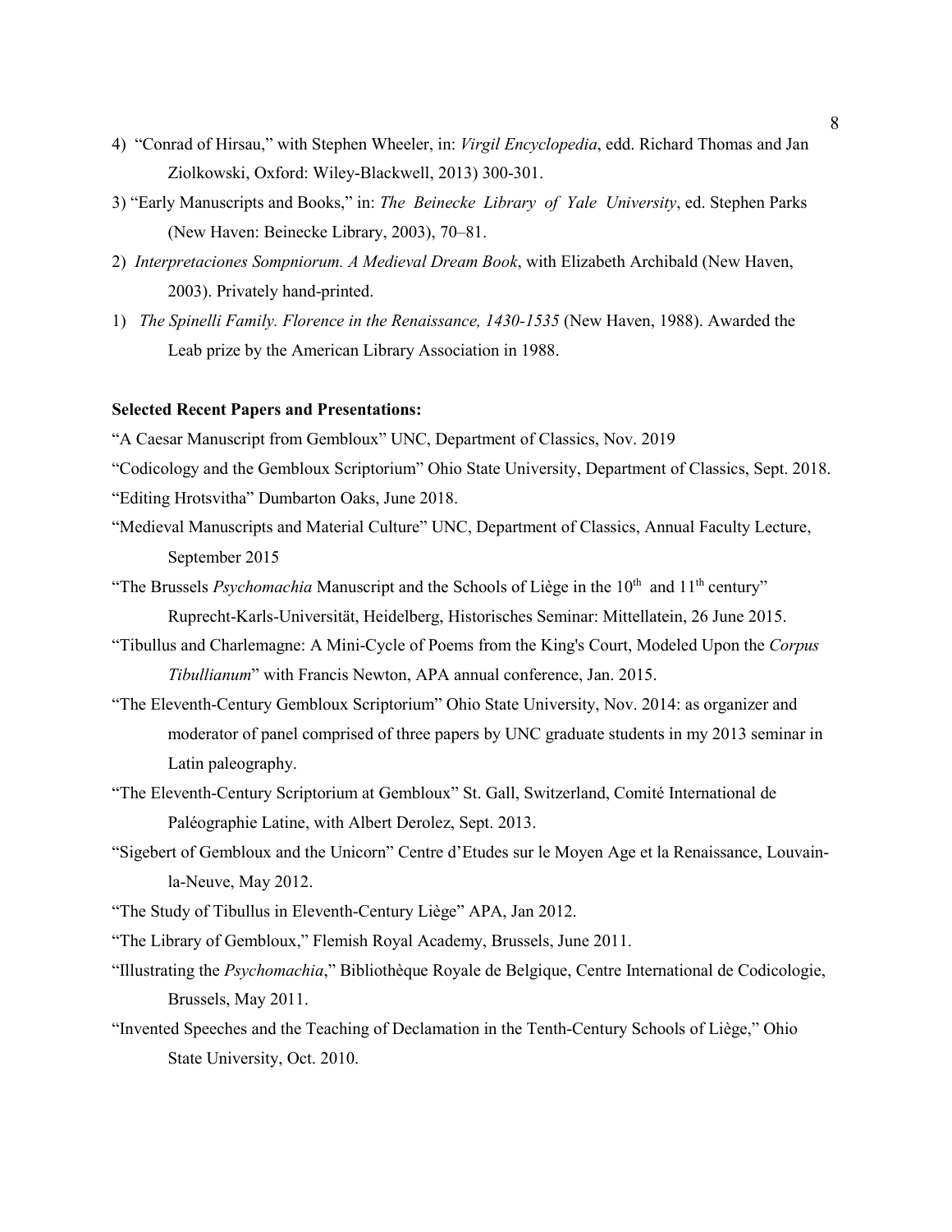4) "Conrad of Hirsau," with Stephen Wheeler, in: *Virgil Encyclopedia*, edd. Richard Thomas and Jan Ziolkowski, Oxford: Wiley-Blackwell, 2013) 300-301.

3) "Early Manuscripts and Books," in: *The Beinecke Library of Yale University*, ed. Stephen Parks (New Haven: Beinecke Library, 2003), 70–81.

2) *Interpretaciones Sompniorum. A Medieval Dream Book*, with Elizabeth Archibald (New Haven, 2003). Privately hand-printed.

1) *The Spinelli Family. Florence in the Renaissance, 1430-1535* (New Haven, 1988). Awarded the Leab prize by the American Library Association in 1988.

**Selected Recent Papers and Presentations:**

"A Caesar Manuscript from Gembloux" UNC, Department of Classics, Nov. 2019

"Codicology and the Gembloux Scriptorium" Ohio State University, Department of Classics, Sept. 2018.

"Editing Hrotsvitha" Dumbarton Oaks, June 2018.

"Medieval Manuscripts and Material Culture" UNC, Department of Classics, Annual Faculty Lecture, September 2015

"The Brussels *Psychomachia* Manuscript and the Schools of Liège in the 10th and 11th century" Ruprecht-Karls-Universität, Heidelberg, Historisches Seminar: Mittellatein, 26 June 2015.

"Tibullus and Charlemagne: A Mini-Cycle of Poems from the King's Court, Modeled Upon the *Corpus Tibullianum*" with Francis Newton, APA annual conference, Jan. 2015.

"The Eleventh-Century Gembloux Scriptorium" Ohio State University, Nov. 2014: as organizer and moderator of panel comprised of three papers by UNC graduate students in my 2013 seminar in Latin paleography.

"The Eleventh-Century Scriptorium at Gembloux" St. Gall, Switzerland, Comité International de Paléographie Latine, with Albert Derolez, Sept. 2013.

"Sigebert of Gembloux and the Unicorn" Centre d'Etudes sur le Moyen Age et la Renaissance, Louvain-la-Neuve, May 2012.

"The Study of Tibullus in Eleventh-Century Liège" APA, Jan 2012.

"The Library of Gembloux," Flemish Royal Academy, Brussels, June 2011.

"Illustrating the *Psychomachia*," Bibliothèque Royale de Belgique, Centre International de Codicologie, Brussels, May 2011.

"Invented Speeches and the Teaching of Declamation in the Tenth-Century Schools of Liège," Ohio State University, Oct. 2010.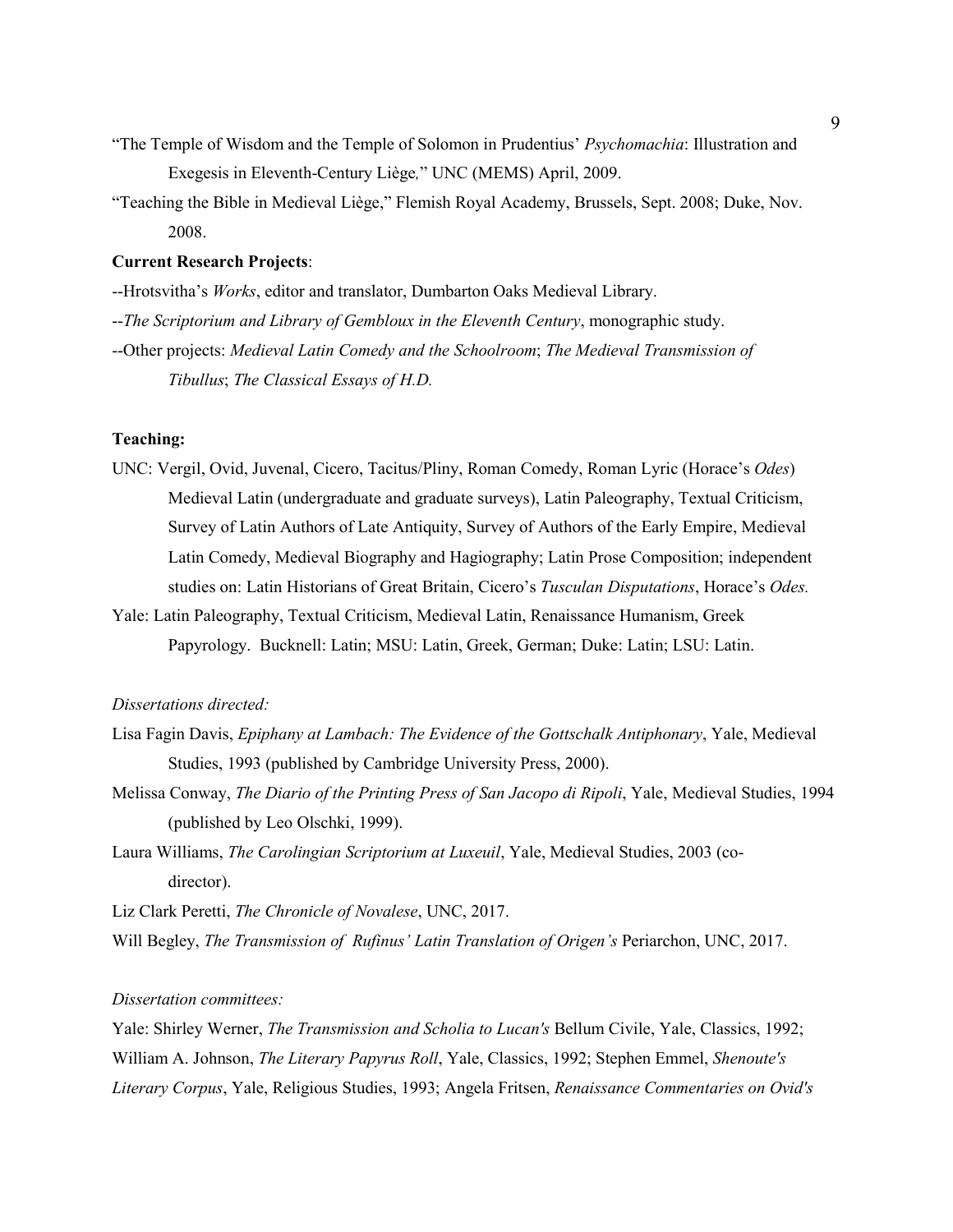"The Temple of Wisdom and the Temple of Solomon in Prudentius' *Psychomachia*: Illustration and Exegesis in Eleventh-Century Liège," UNC (MEMS) April, 2009.

"Teaching the Bible in Medieval Liège," Flemish Royal Academy, Brussels, Sept. 2008; Duke, Nov. 2008.

**Current Research Projects**:

--Hrotsvitha's *Works*, editor and translator, Dumbarton Oaks Medieval Library.

--*The Scriptorium and Library of Gembloux in the Eleventh Century*, monographic study.

--Other projects: *Medieval Latin Comedy and the Schoolroom*; *The Medieval Transmission of Tibullus*; *The Classical Essays of H.D.*

**Teaching:**

UNC: Vergil, Ovid, Juvenal, Cicero, Tacitus/Pliny, Roman Comedy, Roman Lyric (Horace's *Odes*) Medieval Latin (undergraduate and graduate surveys), Latin Paleography, Textual Criticism, Survey of Latin Authors of Late Antiquity, Survey of Authors of the Early Empire, Medieval Latin Comedy, Medieval Biography and Hagiography; Latin Prose Composition; independent studies on: Latin Historians of Great Britain, Cicero's *Tusculan Disputations*, Horace's *Odes.*

Yale: Latin Paleography, Textual Criticism, Medieval Latin, Renaissance Humanism, Greek Papyrology. Bucknell: Latin; MSU: Latin, Greek, German; Duke: Latin; LSU: Latin.

*Dissertations directed:*

Lisa Fagin Davis, *Epiphany at Lambach: The Evidence of the Gottschalk Antiphonary*, Yale, Medieval Studies, 1993 (published by Cambridge University Press, 2000).

Melissa Conway, *The Diario of the Printing Press of San Jacopo di Ripoli*, Yale, Medieval Studies, 1994 (published by Leo Olschki, 1999).

Laura Williams, *The Carolingian Scriptorium at Luxeuil*, Yale, Medieval Studies, 2003 (co-director).

Liz Clark Peretti, *The Chronicle of Novalese*, UNC, 2017.

Will Begley, *The Transmission of Rufinus' Latin Translation of Origen's* Periarchon, UNC, 2017.

*Dissertation committees:*

Yale: Shirley Werner, *The Transmission and Scholia to Lucan's* Bellum Civile, Yale, Classics, 1992; William A. Johnson, *The Literary Papyrus Roll*, Yale, Classics, 1992; Stephen Emmel, *Shenoute's Literary Corpus*, Yale, Religious Studies, 1993; Angela Fritsen, *Renaissance Commentaries on Ovid's*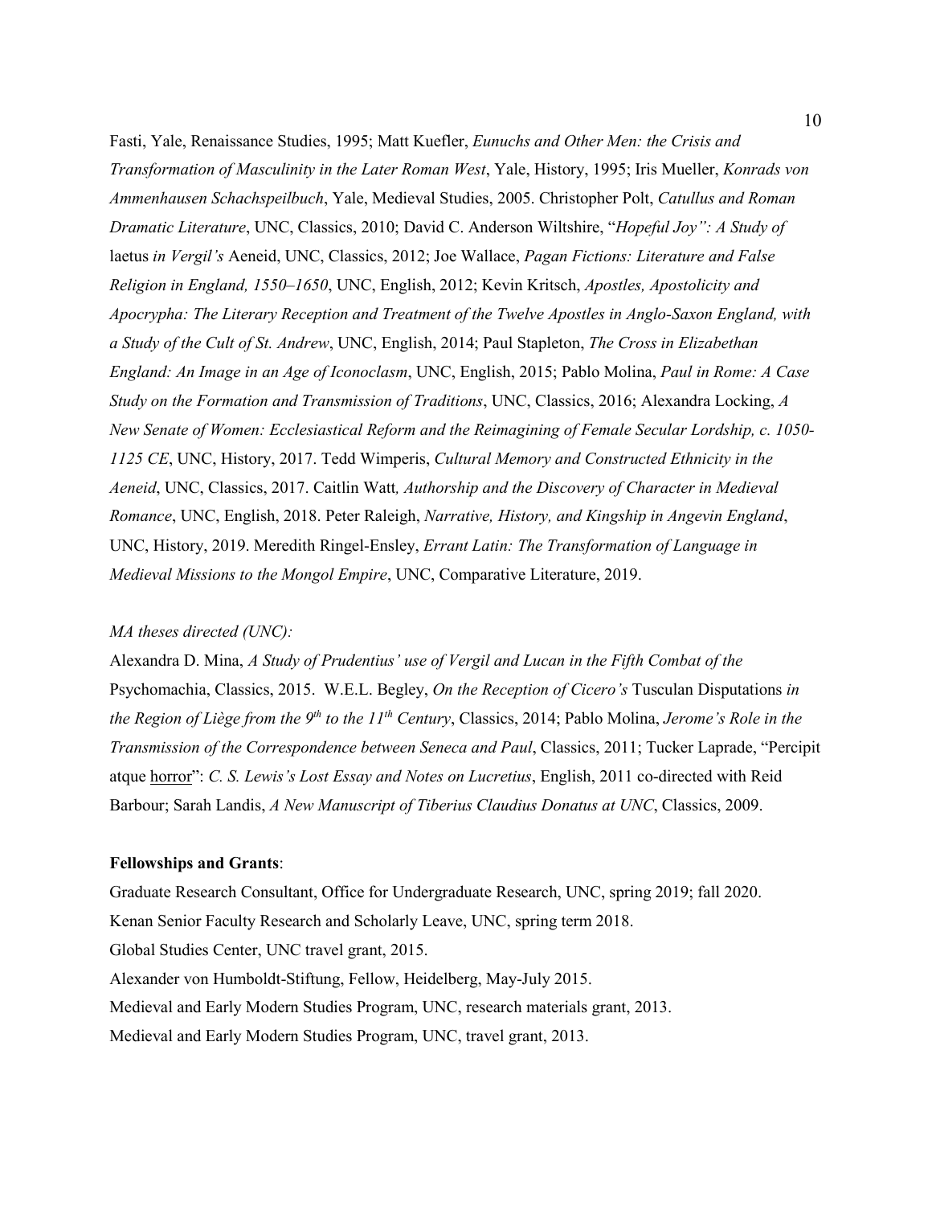Fasti, Yale, Renaissance Studies, 1995; Matt Kuefler, *Eunuchs and Other Men: the Crisis and Transformation of Masculinity in the Later Roman West*, Yale, History, 1995; Iris Mueller, *Konrads von Ammenhausen Schachspeilbuch*, Yale, Medieval Studies, 2005. Christopher Polt, *Catullus and Roman Dramatic Literature*, UNC, Classics, 2010; David C. Anderson Wiltshire, "*Hopeful Joy": A Study of* laetus *in Vergil's* Aeneid, UNC, Classics, 2012; Joe Wallace, *Pagan Fictions: Literature and False Religion in England, 1550–1650*, UNC, English, 2012; Kevin Kritsch, *Apostles, Apostolicity and Apocrypha: The Literary Reception and Treatment of the Twelve Apostles in Anglo-Saxon England, with a Study of the Cult of St. Andrew*, UNC, English, 2014; Paul Stapleton, *The Cross in Elizabethan England: An Image in an Age of Iconoclasm*, UNC, English, 2015; Pablo Molina, *Paul in Rome: A Case Study on the Formation and Transmission of Traditions*, UNC, Classics, 2016; Alexandra Locking, *A New Senate of Women: Ecclesiastical Reform and the Reimagining of Female Secular Lordship, c. 1050-1125 CE*, UNC, History, 2017. Tedd Wimperis, *Cultural Memory and Constructed Ethnicity in the Aeneid*, UNC, Classics, 2017. Caitlin Watt*, Authorship and the Discovery of Character in Medieval Romance*, UNC, English, 2018. Peter Raleigh, *Narrative, History, and Kingship in Angevin England*, UNC, History, 2019. Meredith Ringel-Ensley, *Errant Latin: The Transformation of Language in Medieval Missions to the Mongol Empire*, UNC, Comparative Literature, 2019.

*MA theses directed (UNC):*

Alexandra D. Mina, *A Study of Prudentius' use of Vergil and Lucan in the Fifth Combat of the* Psychomachia, Classics, 2015. W.E.L. Begley, *On the Reception of Cicero's* Tusculan Disputations *in the Region of Liège from the 9th to the 11th Century*, Classics, 2014; Pablo Molina, *Jerome's Role in the Transmission of the Correspondence between Seneca and Paul*, Classics, 2011; Tucker Laprade, "Percipit atque horror": *C. S. Lewis's Lost Essay and Notes on Lucretius*, English, 2011 co-directed with Reid Barbour; Sarah Landis, *A New Manuscript of Tiberius Claudius Donatus at UNC*, Classics, 2009.

**Fellowships and Grants**:

Graduate Research Consultant, Office for Undergraduate Research, UNC, spring 2019; fall 2020.
Kenan Senior Faculty Research and Scholarly Leave, UNC, spring term 2018.
Global Studies Center, UNC travel grant, 2015.
Alexander von Humboldt-Stiftung, Fellow, Heidelberg, May-July 2015.
Medieval and Early Modern Studies Program, UNC, research materials grant, 2013.
Medieval and Early Modern Studies Program, UNC, travel grant, 2013.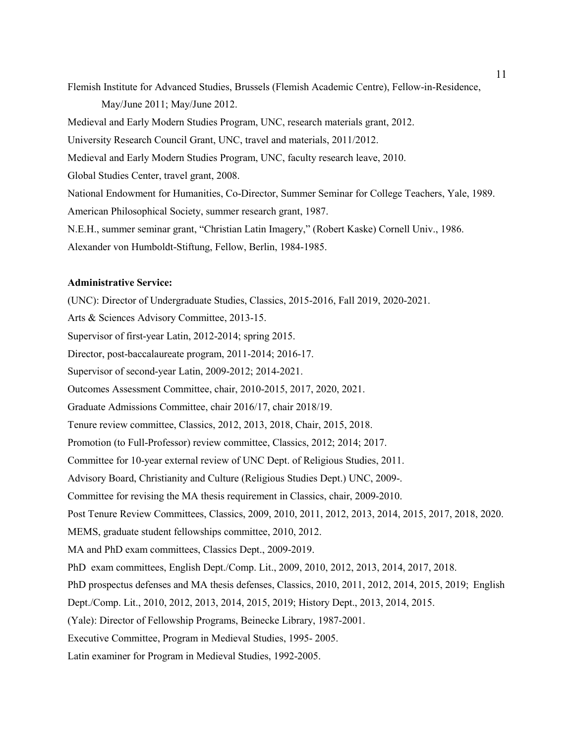Flemish Institute for Advanced Studies, Brussels (Flemish Academic Centre), Fellow-in-Residence, May/June 2011; May/June 2012.

Medieval and Early Modern Studies Program, UNC, research materials grant, 2012.

University Research Council Grant, UNC, travel and materials, 2011/2012.

Medieval and Early Modern Studies Program, UNC, faculty research leave, 2010.

Global Studies Center, travel grant, 2008.

National Endowment for Humanities, Co-Director, Summer Seminar for College Teachers, Yale, 1989.

American Philosophical Society, summer research grant, 1987.

N.E.H., summer seminar grant, "Christian Latin Imagery," (Robert Kaske) Cornell Univ., 1986.

Alexander von Humboldt-Stiftung, Fellow, Berlin, 1984-1985.

**Administrative Service:**

(UNC): Director of Undergraduate Studies, Classics, 2015-2016, Fall 2019, 2020-2021.

Arts & Sciences Advisory Committee, 2013-15.

Supervisor of first-year Latin, 2012-2014; spring 2015.

Director, post-baccalaureate program, 2011-2014; 2016-17.

Supervisor of second-year Latin, 2009-2012; 2014-2021.

Outcomes Assessment Committee, chair, 2010-2015, 2017, 2020, 2021.

Graduate Admissions Committee, chair 2016/17, chair 2018/19.

Tenure review committee, Classics, 2012, 2013, 2018, Chair, 2015, 2018.

Promotion (to Full-Professor) review committee, Classics, 2012; 2014; 2017.

Committee for 10-year external review of UNC Dept. of Religious Studies, 2011.

Advisory Board, Christianity and Culture (Religious Studies Dept.) UNC, 2009-.

Committee for revising the MA thesis requirement in Classics, chair, 2009-2010.

Post Tenure Review Committees, Classics, 2009, 2010, 2011, 2012, 2013, 2014, 2015, 2017, 2018, 2020.

MEMS, graduate student fellowships committee, 2010, 2012.

MA and PhD exam committees, Classics Dept., 2009-2019.

PhD exam committees, English Dept./Comp. Lit., 2009, 2010, 2012, 2013, 2014, 2017, 2018.

PhD prospectus defenses and MA thesis defenses, Classics, 2010, 2011, 2012, 2014, 2015, 2019; English Dept./Comp. Lit., 2010, 2012, 2013, 2014, 2015, 2019; History Dept., 2013, 2014, 2015.

(Yale): Director of Fellowship Programs, Beinecke Library, 1987-2001.

Executive Committee, Program in Medieval Studies, 1995- 2005.

Latin examiner for Program in Medieval Studies, 1992-2005.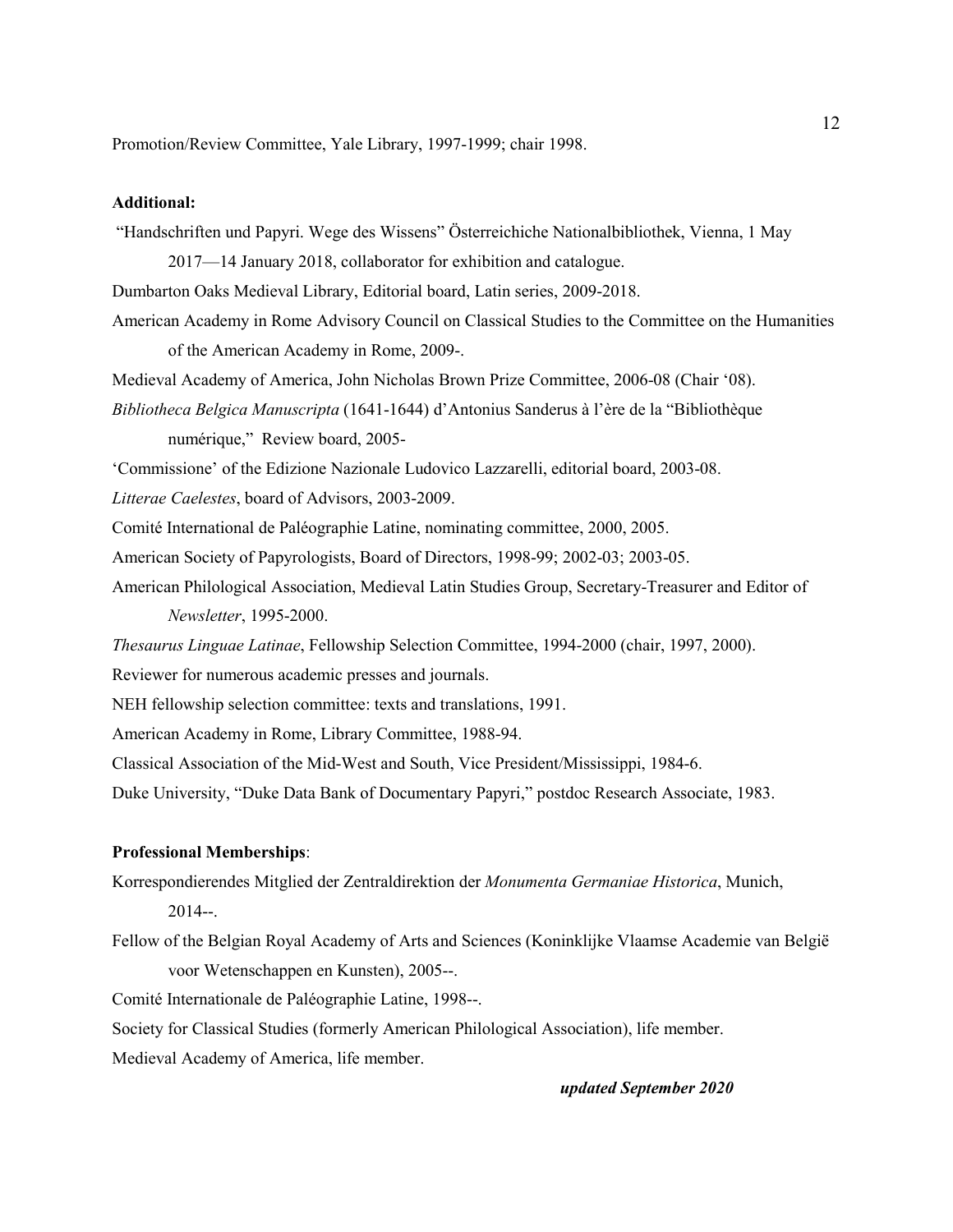Promotion/Review Committee, Yale Library, 1997-1999; chair 1998.

**Additional:**

"Handschriften und Papyri. Wege des Wissens" Österreichiche Nationalbibliothek, Vienna, 1 May 2017—14 January 2018, collaborator for exhibition and catalogue.

Dumbarton Oaks Medieval Library, Editorial board, Latin series, 2009-2018.

American Academy in Rome Advisory Council on Classical Studies to the Committee on the Humanities of the American Academy in Rome, 2009-.

Medieval Academy of America, John Nicholas Brown Prize Committee, 2006-08 (Chair '08).

*Bibliotheca Belgica Manuscripta* (1641-1644) d'Antonius Sanderus à l'ère de la "Bibliothèque numérique," Review board, 2005-

'Commissione' of the Edizione Nazionale Ludovico Lazzarelli, editorial board, 2003-08.

*Litterae Caelestes*, board of Advisors, 2003-2009.

Comité International de Paléographie Latine, nominating committee, 2000, 2005.

American Society of Papyrologists, Board of Directors, 1998-99; 2002-03; 2003-05.

American Philological Association, Medieval Latin Studies Group, Secretary-Treasurer and Editor of *Newsletter*, 1995-2000.

*Thesaurus Linguae Latinae*, Fellowship Selection Committee, 1994-2000 (chair, 1997, 2000).

Reviewer for numerous academic presses and journals.

NEH fellowship selection committee: texts and translations, 1991.

American Academy in Rome, Library Committee, 1988-94.

Classical Association of the Mid-West and South, Vice President/Mississippi, 1984-6.

Duke University, "Duke Data Bank of Documentary Papyri," postdoc Research Associate, 1983.

**Professional Memberships**:

Korrespondierendes Mitglied der Zentraldirektion der *Monumenta Germaniae Historica*, Munich, 2014--.

Fellow of the Belgian Royal Academy of Arts and Sciences (Koninklijke Vlaamse Academie van België voor Wetenschappen en Kunsten), 2005--.

Comité Internationale de Paléographie Latine, 1998--.

Society for Classical Studies (formerly American Philological Association), life member.

Medieval Academy of America, life member.

***updated September 2020***